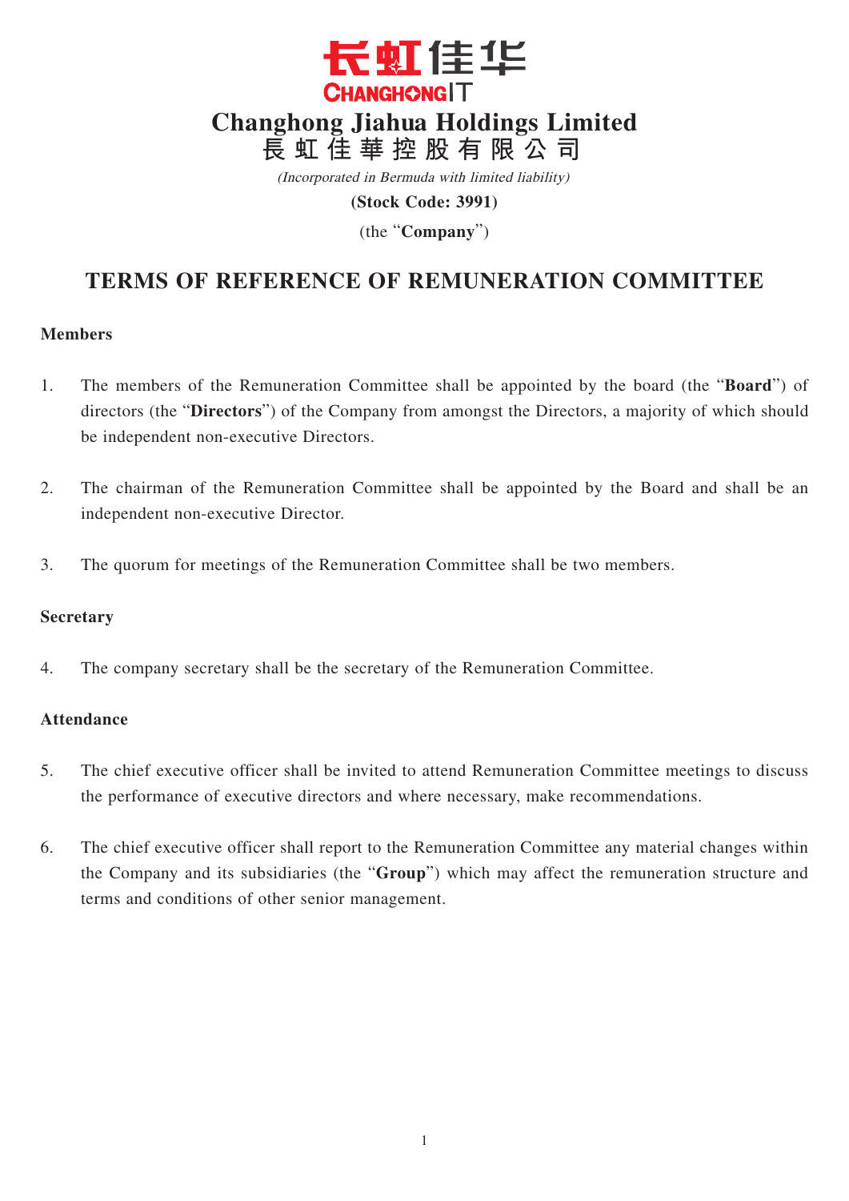**长虹佳华**
**CHANGHONGIT**

# Changhong Jiahua Holdings Limited
# 長虹佳華控股有限公司

*(Incorporated in Bermuda with limited liability)*

**(Stock Code: 3991)**

(the "**Company**")

## TERMS OF REFERENCE OF REMUNERATION COMMITTEE

### Members

1. The members of the Remuneration Committee shall be appointed by the board (the "**Board**") of directors (the "**Directors**") of the Company from amongst the Directors, a majority of which should be independent non-executive Directors.

2. The chairman of the Remuneration Committee shall be appointed by the Board and shall be an independent non-executive Director.

3. The quorum for meetings of the Remuneration Committee shall be two members.

### Secretary

4. The company secretary shall be the secretary of the Remuneration Committee.

### Attendance

5. The chief executive officer shall be invited to attend Remuneration Committee meetings to discuss the performance of executive directors and where necessary, make recommendations.

6. The chief executive officer shall report to the Remuneration Committee any material changes within the Company and its subsidiaries (the "**Group**") which may affect the remuneration structure and terms and conditions of other senior management.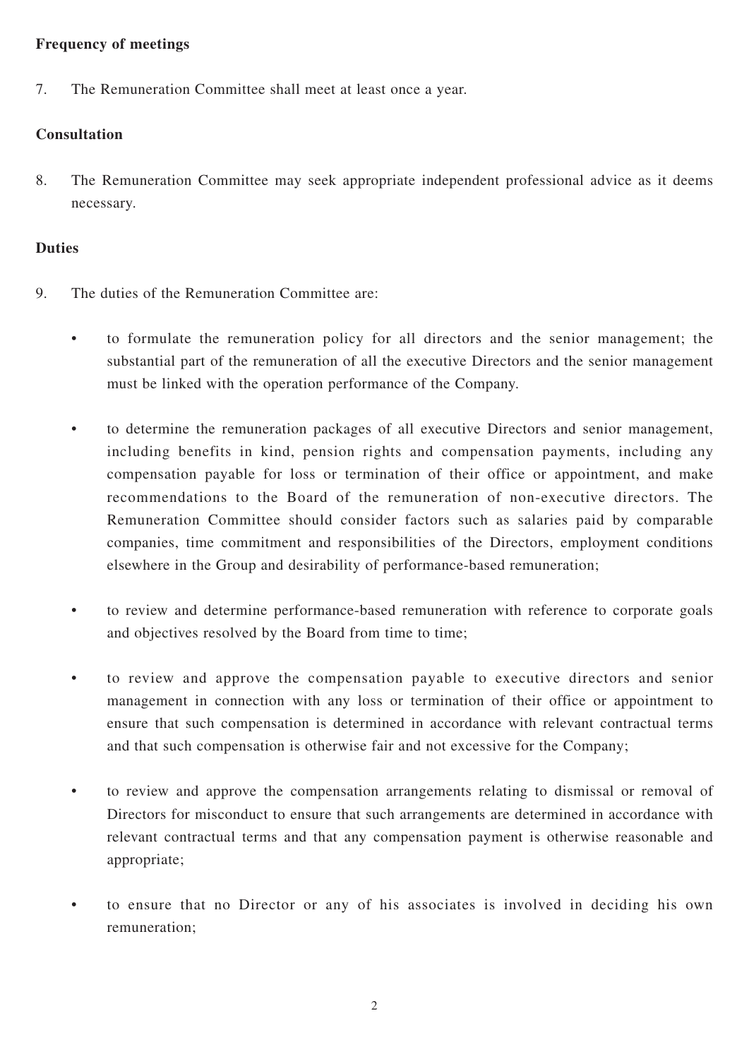**Frequency of meetings**

7. The Remuneration Committee shall meet at least once a year.

**Consultation**

8. The Remuneration Committee may seek appropriate independent professional advice as it deems necessary.

**Duties**

9. The duties of the Remuneration Committee are:

   - to formulate the remuneration policy for all directors and the senior management; the substantial part of the remuneration of all the executive Directors and the senior management must be linked with the operation performance of the Company.

   - to determine the remuneration packages of all executive Directors and senior management, including benefits in kind, pension rights and compensation payments, including any compensation payable for loss or termination of their office or appointment, and make recommendations to the Board of the remuneration of non-executive directors. The Remuneration Committee should consider factors such as salaries paid by comparable companies, time commitment and responsibilities of the Directors, employment conditions elsewhere in the Group and desirability of performance-based remuneration;

   - to review and determine performance-based remuneration with reference to corporate goals and objectives resolved by the Board from time to time;

   - to review and approve the compensation payable to executive directors and senior management in connection with any loss or termination of their office or appointment to ensure that such compensation is determined in accordance with relevant contractual terms and that such compensation is otherwise fair and not excessive for the Company;

   - to review and approve the compensation arrangements relating to dismissal or removal of Directors for misconduct to ensure that such arrangements are determined in accordance with relevant contractual terms and that any compensation payment is otherwise reasonable and appropriate;

   - to ensure that no Director or any of his associates is involved in deciding his own remuneration;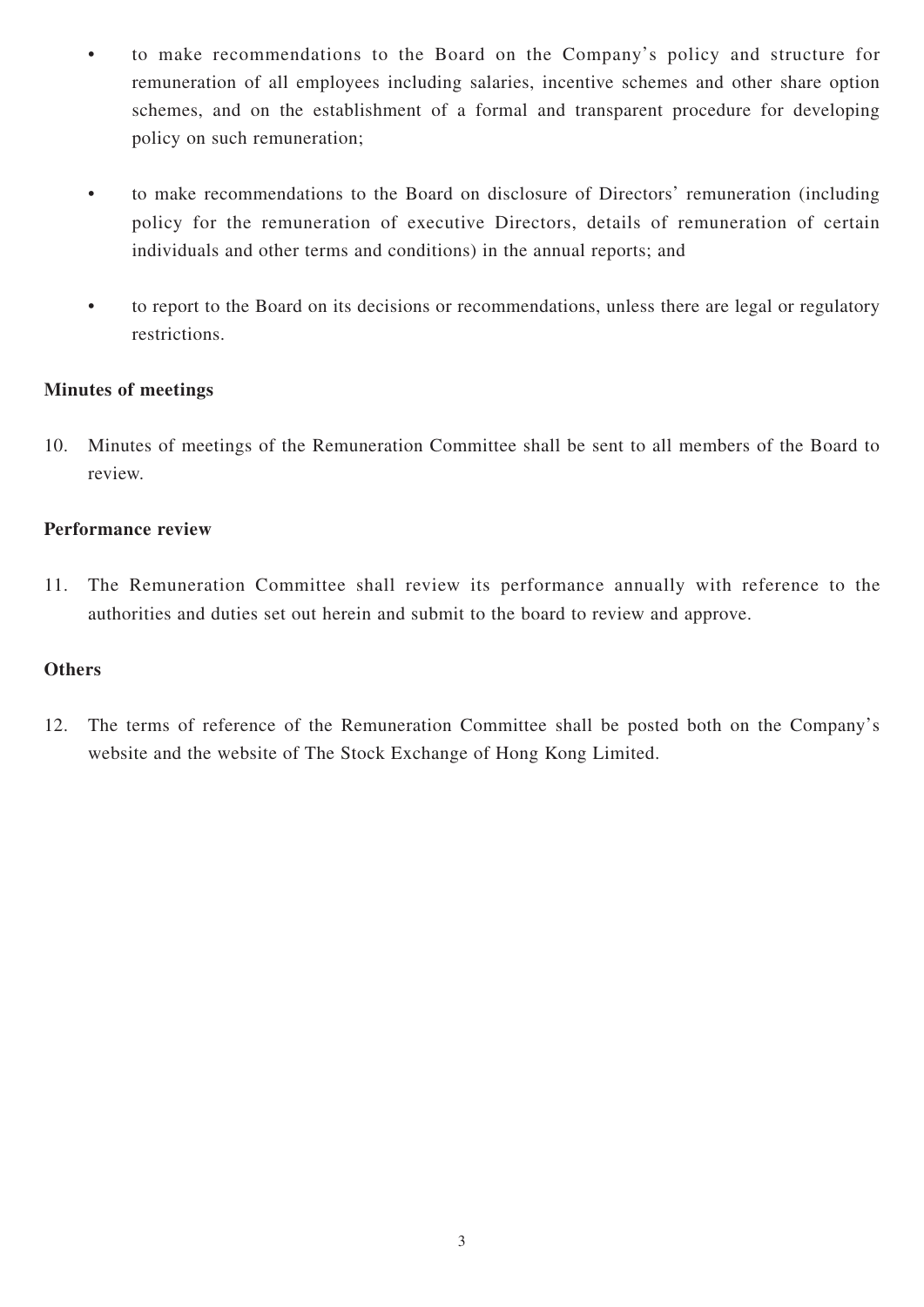- to make recommendations to the Board on the Company's policy and structure for remuneration of all employees including salaries, incentive schemes and other share option schemes, and on the establishment of a formal and transparent procedure for developing policy on such remuneration;

- to make recommendations to the Board on disclosure of Directors' remuneration (including policy for the remuneration of executive Directors, details of remuneration of certain individuals and other terms and conditions) in the annual reports; and

- to report to the Board on its decisions or recommendations, unless there are legal or regulatory restrictions.

**Minutes of meetings**

10. Minutes of meetings of the Remuneration Committee shall be sent to all members of the Board to review.

**Performance review**

11. The Remuneration Committee shall review its performance annually with reference to the authorities and duties set out herein and submit to the board to review and approve.

**Others**

12. The terms of reference of the Remuneration Committee shall be posted both on the Company's website and the website of The Stock Exchange of Hong Kong Limited.